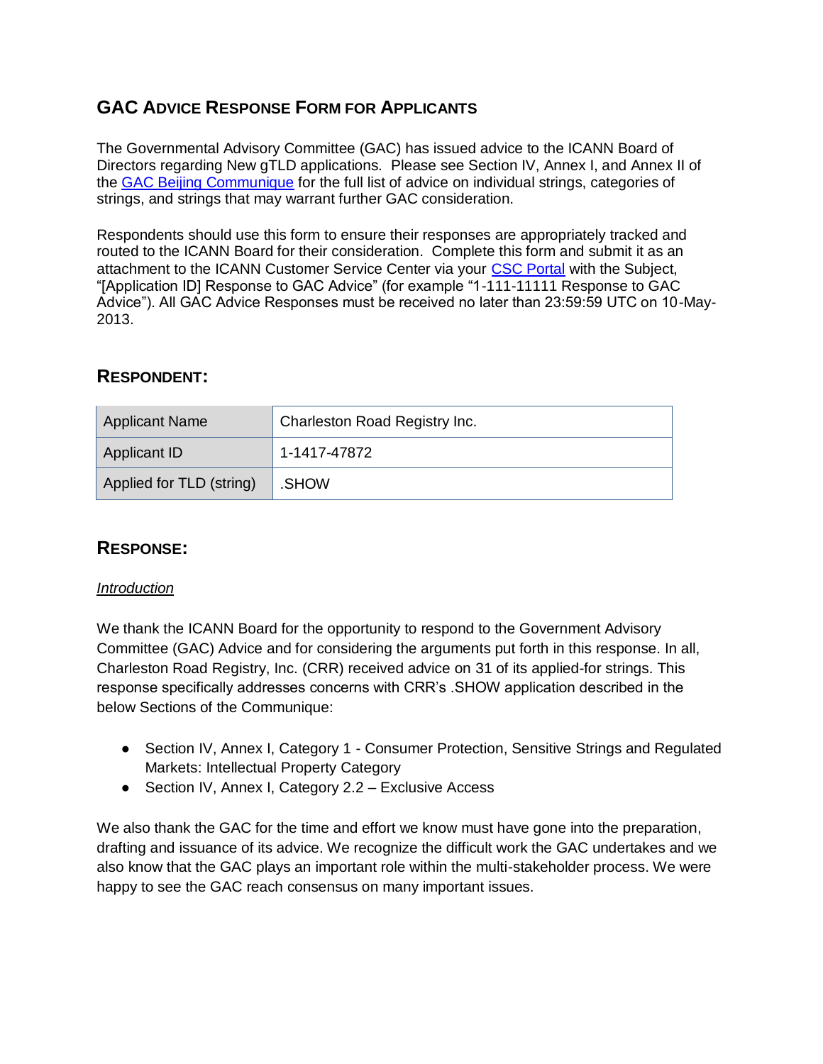# GAC Advice Response Form for Applicants

The Governmental Advisory Committee (GAC) has issued advice to the ICANN Board of Directors regarding New gTLD applications. Please see Section IV, Annex I, and Annex II of the GAC Beijing Communique for the full list of advice on individual strings, categories of strings, and strings that may warrant further GAC consideration.

Respondents should use this form to ensure their responses are appropriately tracked and routed to the ICANN Board for their consideration. Complete this form and submit it as an attachment to the ICANN Customer Service Center via your CSC Portal with the Subject, "[Application ID] Response to GAC Advice" (for example "1-111-11111 Response to GAC Advice"). All GAC Advice Responses must be received no later than 23:59:59 UTC on 10-May-2013.

## Respondent:

| Applicant Name | Charleston Road Registry Inc. |
|---|---|
| Applicant ID | 1-1417-47872 |
| Applied for TLD (string) | .SHOW |

## Response:

*Introduction*

We thank the ICANN Board for the opportunity to respond to the Government Advisory Committee (GAC) Advice and for considering the arguments put forth in this response. In all, Charleston Road Registry, Inc. (CRR) received advice on 31 of its applied-for strings. This response specifically addresses concerns with CRR's .SHOW application described in the below Sections of the Communique:

- Section IV, Annex I, Category 1 - Consumer Protection, Sensitive Strings and Regulated Markets: Intellectual Property Category
- Section IV, Annex I, Category 2.2 – Exclusive Access

We also thank the GAC for the time and effort we know must have gone into the preparation, drafting and issuance of its advice. We recognize the difficult work the GAC undertakes and we also know that the GAC plays an important role within the multi-stakeholder process. We were happy to see the GAC reach consensus on many important issues.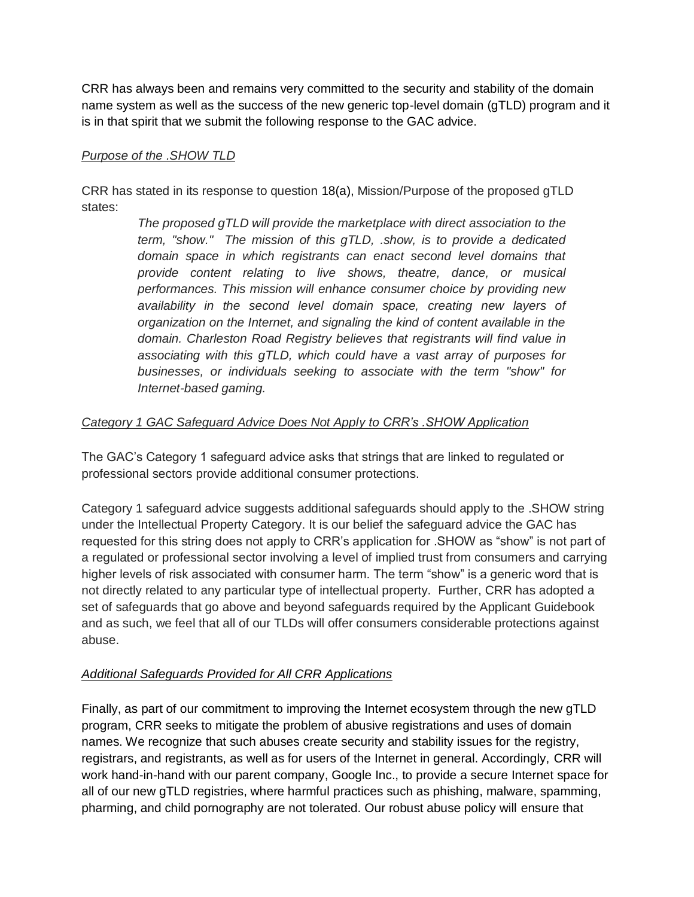CRR has always been and remains very committed to the security and stability of the domain name system as well as the success of the new generic top-level domain (gTLD) program and it is in that spirit that we submit the following response to the GAC advice.

*Purpose of the .SHOW TLD*

CRR has stated in its response to question 18(a), Mission/Purpose of the proposed gTLD states:

> *The proposed gTLD will provide the marketplace with direct association to the term, "show." The mission of this gTLD, .show, is to provide a dedicated domain space in which registrants can enact second level domains that provide content relating to live shows, theatre, dance, or musical performances. This mission will enhance consumer choice by providing new availability in the second level domain space, creating new layers of organization on the Internet, and signaling the kind of content available in the domain. Charleston Road Registry believes that registrants will find value in associating with this gTLD, which could have a vast array of purposes for businesses, or individuals seeking to associate with the term "show" for Internet-based gaming.*

*Category 1 GAC Safeguard Advice Does Not Apply to CRR's .SHOW Application*

The GAC's Category 1 safeguard advice asks that strings that are linked to regulated or professional sectors provide additional consumer protections.

Category 1 safeguard advice suggests additional safeguards should apply to the .SHOW string under the Intellectual Property Category. It is our belief the safeguard advice the GAC has requested for this string does not apply to CRR's application for .SHOW as "show" is not part of a regulated or professional sector involving a level of implied trust from consumers and carrying higher levels of risk associated with consumer harm. The term "show" is a generic word that is not directly related to any particular type of intellectual property. Further, CRR has adopted a set of safeguards that go above and beyond safeguards required by the Applicant Guidebook and as such, we feel that all of our TLDs will offer consumers considerable protections against abuse.

*Additional Safeguards Provided for All CRR Applications*

Finally, as part of our commitment to improving the Internet ecosystem through the new gTLD program, CRR seeks to mitigate the problem of abusive registrations and uses of domain names. We recognize that such abuses create security and stability issues for the registry, registrars, and registrants, as well as for users of the Internet in general. Accordingly, CRR will work hand-in-hand with our parent company, Google Inc., to provide a secure Internet space for all of our new gTLD registries, where harmful practices such as phishing, malware, spamming, pharming, and child pornography are not tolerated. Our robust abuse policy will ensure that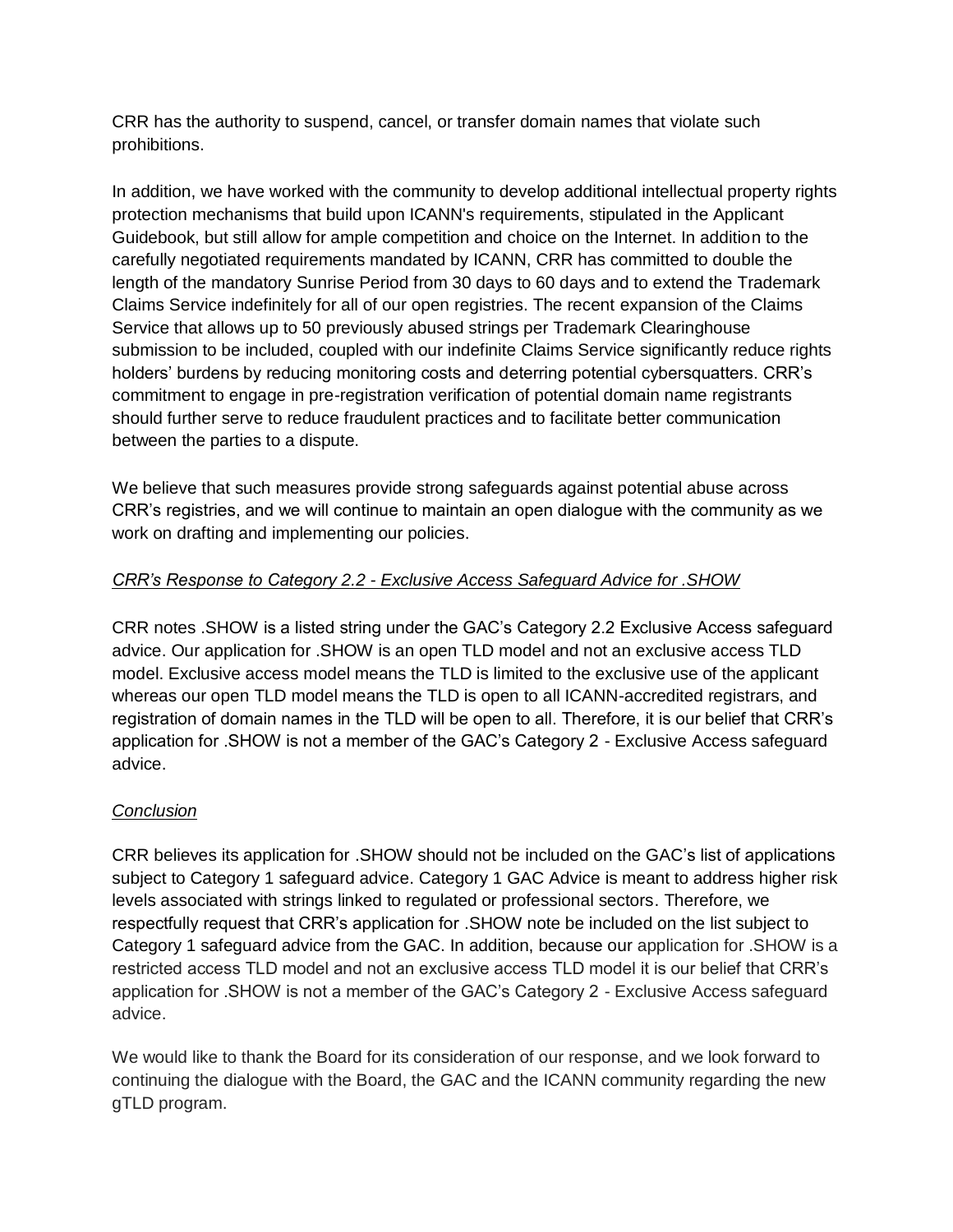CRR has the authority to suspend, cancel, or transfer domain names that violate such prohibitions.

In addition, we have worked with the community to develop additional intellectual property rights protection mechanisms that build upon ICANN's requirements, stipulated in the Applicant Guidebook, but still allow for ample competition and choice on the Internet. In addition to the carefully negotiated requirements mandated by ICANN, CRR has committed to double the length of the mandatory Sunrise Period from 30 days to 60 days and to extend the Trademark Claims Service indefinitely for all of our open registries. The recent expansion of the Claims Service that allows up to 50 previously abused strings per Trademark Clearinghouse submission to be included, coupled with our indefinite Claims Service significantly reduce rights holders' burdens by reducing monitoring costs and deterring potential cybersquatters. CRR's commitment to engage in pre-registration verification of potential domain name registrants should further serve to reduce fraudulent practices and to facilitate better communication between the parties to a dispute.

We believe that such measures provide strong safeguards against potential abuse across CRR's registries, and we will continue to maintain an open dialogue with the community as we work on drafting and implementing our policies.

*CRR's Response to Category 2.2 - Exclusive Access Safeguard Advice for .SHOW*

CRR notes .SHOW is a listed string under the GAC's Category 2.2 Exclusive Access safeguard advice. Our application for .SHOW is an open TLD model and not an exclusive access TLD model. Exclusive access model means the TLD is limited to the exclusive use of the applicant whereas our open TLD model means the TLD is open to all ICANN-accredited registrars, and registration of domain names in the TLD will be open to all. Therefore, it is our belief that CRR's application for .SHOW is not a member of the GAC's Category 2 - Exclusive Access safeguard advice.

*Conclusion*

CRR believes its application for .SHOW should not be included on the GAC's list of applications subject to Category 1 safeguard advice. Category 1 GAC Advice is meant to address higher risk levels associated with strings linked to regulated or professional sectors. Therefore, we respectfully request that CRR's application for .SHOW note be included on the list subject to Category 1 safeguard advice from the GAC. In addition, because our application for .SHOW is a restricted access TLD model and not an exclusive access TLD model it is our belief that CRR's application for .SHOW is not a member of the GAC's Category 2 - Exclusive Access safeguard advice.

We would like to thank the Board for its consideration of our response, and we look forward to continuing the dialogue with the Board, the GAC and the ICANN community regarding the new gTLD program.